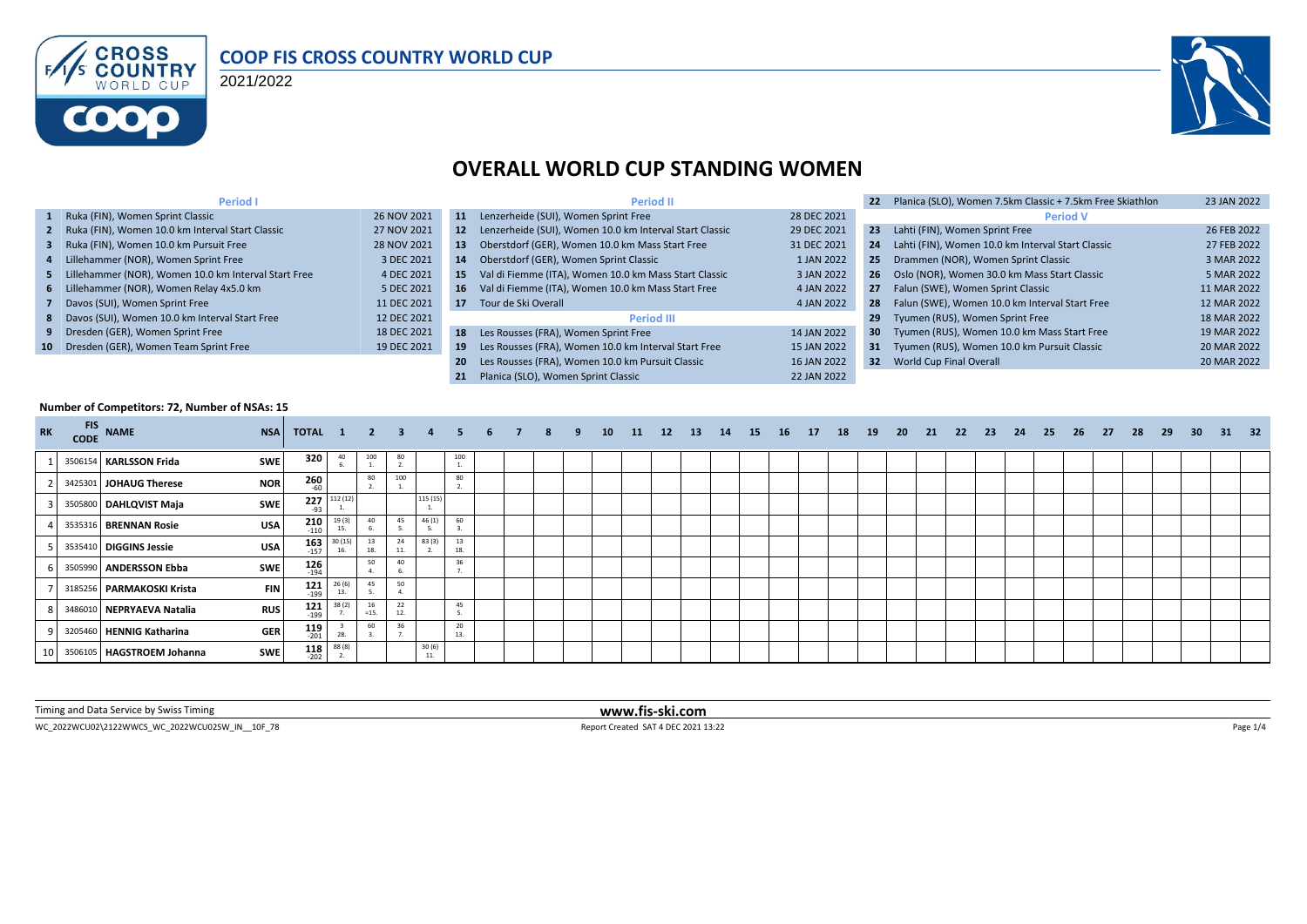# COOP FIS CROSS COUNTRY WORLD CUP

2021/2022

## OVERALL WORLD CUP STANDING WOMEN

### Period I

| # | Event | Date |
|---|---|---|
| 1 | Ruka (FIN), Women Sprint Classic | 26 NOV 2021 |
| 2 | Ruka (FIN), Women 10.0 km Interval Start Classic | 27 NOV 2021 |
| 3 | Ruka (FIN), Women 10.0 km Pursuit Free | 28 NOV 2021 |
| 4 | Lillehammer (NOR), Women Sprint Free | 3 DEC 2021 |
| 5 | Lillehammer (NOR), Women 10.0 km Interval Start Free | 4 DEC 2021 |
| 6 | Lillehammer (NOR), Women Relay 4x5.0 km | 5 DEC 2021 |
| 7 | Davos (SUI), Women Sprint Free | 11 DEC 2021 |
| 8 | Davos (SUI), Women 10.0 km Interval Start Free | 12 DEC 2021 |
| 9 | Dresden (GER), Women Sprint Free | 18 DEC 2021 |
| 10 | Dresden (GER), Women Team Sprint Free | 19 DEC 2021 |

### Period II

| # | Event | Date |
|---|---|---|
| 11 | Lenzerheide (SUI), Women Sprint Free | 28 DEC 2021 |
| 12 | Lenzerheide (SUI), Women 10.0 km Interval Start Classic | 29 DEC 2021 |
| 13 | Oberstdorf (GER), Women 10.0 km Mass Start Free | 31 DEC 2021 |
| 14 | Oberstdorf (GER), Women Sprint Classic | 1 JAN 2022 |
| 15 | Val di Fiemme (ITA), Women 10.0 km Mass Start Classic | 3 JAN 2022 |
| 16 | Val di Fiemme (ITA), Women 10.0 km Mass Start Free | 4 JAN 2022 |
| 17 | Tour de Ski Overall | 4 JAN 2022 |

### Period III

| # | Event | Date |
|---|---|---|
| 18 | Les Rousses (FRA), Women Sprint Free | 14 JAN 2022 |
| 19 | Les Rousses (FRA), Women 10.0 km Interval Start Free | 15 JAN 2022 |
| 20 | Les Rousses (FRA), Women 10.0 km Pursuit Classic | 16 JAN 2022 |
| 21 | Planica (SLO), Women Sprint Classic | 22 JAN 2022 |
| 22 | Planica (SLO), Women 7.5km Classic + 7.5km Free Skiathlon | 23 JAN 2022 |

### Period V

| # | Event | Date |
|---|---|---|
| 23 | Lahti (FIN), Women Sprint Free | 26 FEB 2022 |
| 24 | Lahti (FIN), Women 10.0 km Interval Start Classic | 27 FEB 2022 |
| 25 | Drammen (NOR), Women Sprint Classic | 3 MAR 2022 |
| 26 | Oslo (NOR), Women 30.0 km Mass Start Classic | 5 MAR 2022 |
| 27 | Falun (SWE), Women Sprint Classic | 11 MAR 2022 |
| 28 | Falun (SWE), Women 10.0 km Interval Start Free | 12 MAR 2022 |
| 29 | Tyumen (RUS), Women Sprint Free | 18 MAR 2022 |
| 30 | Tyumen (RUS), Women 10.0 km Mass Start Free | 19 MAR 2022 |
| 31 | Tyumen (RUS), Women 10.0 km Pursuit Classic | 20 MAR 2022 |
| 32 | World Cup Final Overall | 20 MAR 2022 |

**Number of Competitors: 72, Number of NSAs: 15**

| RK | FIS CODE | NAME | NSA | TOTAL | 1 | 2 | 3 | 4 | 5 | 6 | 7 | 8 | 9 | 10 | 11 | 12 | 13 | 14 | 15 | 16 | 17 | 18 | 19 | 20 | 21 | 22 | 23 | 24 | 25 | 26 | 27 | 28 | 29 | 30 | 31 | 32 |
|---|---|---|---|---|---|---|---|---|---|---|---|---|---|---|---|---|---|---|---|---|---|---|---|---|---|---|---|---|---|---|---|---|---|---|---|---|
| 1 | 3506154 | **KARLSSON Frida** | SWE | 320 | 40 6. | 100 1. | 80 2. | | 100 1. | | | | | | | | | | | | | | | | | | | | | | | | | | | |
| 2 | 3425301 | **JOHAUG Therese** | NOR | 260 -60 | | 80 2. | 100 1. | | 80 2. | | | | | | | | | | | | | | | | | | | | | | | | | | | |
| 3 | 3505800 | **DAHLQVIST Maja** | SWE | 227 -93 | 112 (12) 1. | | | 115 (15) 1. | | | | | | | | | | | | | | | | | | | | | | | | | | | | |
| 4 | 3535316 | **BRENNAN Rosie** | USA | 210 -110 | 19 (3) 15. | 40 6. | 45 5. | 46 (1) 5. | 60 3. | | | | | | | | | | | | | | | | | | | | | | | | | | | |
| 5 | 3535410 | **DIGGINS Jessie** | USA | 163 -157 | 30 (15) 16. | 13 18. | 24 11. | 83 (3) 2. | 13 18. | | | | | | | | | | | | | | | | | | | | | | | | | | | |
| 6 | 3505990 | **ANDERSSON Ebba** | SWE | 126 -194 | | 50 4. | 40 6. | | 36 7. | | | | | | | | | | | | | | | | | | | | | | | | | | | |
| 7 | 3185256 | **PARMAKOSKI Krista** | FIN | 121 -199 | 26 (6) 13. | 45 5. | 50 4. | | | | | | | | | | | | | | | | | | | | | | | | | | | | | |
| 8 | 3486010 | **NEPRYAEVA Natalia** | RUS | 121 -199 | 38 (2) 7. | 16 =15. | 22 12. | | 45 5. | | | | | | | | | | | | | | | | | | | | | | | | | | | |
| 9 | 3205460 | **HENNIG Katharina** | GER | 119 -201 | 3 28. | 60 3. | 36 7. | | 20 13. | | | | | | | | | | | | | | | | | | | | | | | | | | | |
| 10 | 3506105 | **HAGSTROEM Johanna** | SWE | 118 -202 | 88 (8) 2. | | | 30 (6) 11. | | | | | | | | | | | | | | | | | | | | | | | | | | | | |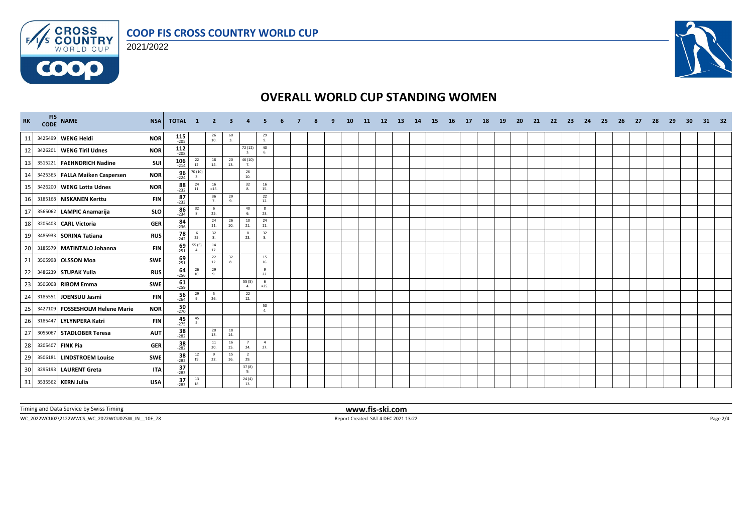# COOP FIS CROSS COUNTRY WORLD CUP

2021/2022

## OVERALL WORLD CUP STANDING WOMEN

| RK | FIS CODE | NAME | NSA | TOTAL | 1 | 2 | 3 | 4 | 5 | 6 | 7 | 8 | 9 | 10 | 11 | 12 | 13 | 14 | 15 | 16 | 17 | 18 | 19 | 20 | 21 | 22 | 23 | 24 | 25 | 26 | 27 | 28 | 29 | 30 | 31 | 32 |
|---|---|---|---|---|---|---|---|---|---|---|---|---|---|---|---|---|---|---|---|---|---|---|---|---|---|---|---|---|---|---|---|---|---|---|---|---|
| 11 | 3425499 | **WENG Heidi** | NOR | **115** -205 | | 26 10. | 60 3. | | 29 9. | | | | | | | | | | | | | | | | | | | | | | | | | | | |
| 12 | 3426201 | **WENG Tiril Udnes** | NOR | **112** -208 | | | | 72 (12) 3. | 40 6. | | | | | | | | | | | | | | | | | | | | | | | | | | | |
| 13 | 3515221 | **FAEHNDRICH Nadine** | SUI | **106** -214 | 22 12. | 18 14. | 20 13. | 46 (10) 7. | | | | | | | | | | | | | | | | | | | | | | | | | | | | |
| 14 | 3425365 | **FALLA Maiken Caspersen** | NOR | **96** -224 | 70 (10) 3. | | | 26 10. | | | | | | | | | | | | | | | | | | | | | | | | | | | | |
| 15 | 3426200 | **WENG Lotta Udnes** | NOR | **88** -232 | 24 11. | 16 =15. | | 32 8. | 16 15. | | | | | | | | | | | | | | | | | | | | | | | | | | | |
| 16 | 3185168 | **NISKANEN Kerttu** | FIN | **87** -233 | | 36 7. | 29 9. | | 22 12. | | | | | | | | | | | | | | | | | | | | | | | | | | | |
| 17 | 3565062 | **LAMPIC Anamarija** | SLO | **86** -234 | 32 8. | 6 25. | | 40 6. | 8 23. | | | | | | | | | | | | | | | | | | | | | | | | | | | |
| 18 | 3205403 | **CARL Victoria** | GER | **84** -236 | | 24 11. | 26 10. | 10 21. | 24 11. | | | | | | | | | | | | | | | | | | | | | | | | | | | |
| 19 | 3485933 | **SORINA Tatiana** | RUS | **78** -242 | 6 25. | 32 8. | | 8 23. | 32 8. | | | | | | | | | | | | | | | | | | | | | | | | | | | |
| 20 | 3185579 | **MATINTALO Johanna** | FIN | **69** -251 | 55 (5) 4. | 14 17. | | | | | | | | | | | | | | | | | | | | | | | | | | | | | | |
| 21 | 3505998 | **OLSSON Moa** | SWE | **69** -251 | | 22 12. | 32 8. | | 15 16. | | | | | | | | | | | | | | | | | | | | | | | | | | | |
| 22 | 3486239 | **STUPAK Yulia** | RUS | **64** -256 | 26 10. | 29 9. | | | 9 22. | | | | | | | | | | | | | | | | | | | | | | | | | | | |
| 23 | 3506008 | **RIBOM Emma** | SWE | **61** -259 | | | | 55 (5) 4. | 6 =25. | | | | | | | | | | | | | | | | | | | | | | | | | | | |
| 24 | 3185551 | **JOENSUU Jasmi** | FIN | **56** -264 | 29 9. | 5 26. | | 22 12. | | | | | | | | | | | | | | | | | | | | | | | | | | | | |
| 25 | 3427109 | **FOSSESHOLM Helene Marie** | NOR | **50** -270 | | | | | 50 4. | | | | | | | | | | | | | | | | | | | | | | | | | | | |
| 26 | 3185447 | **LYLYNPERA Katri** | FIN | **45** -275 | 45 5. | | | | | | | | | | | | | | | | | | | | | | | | | | | | | | | |
| 27 | 3055067 | **STADLOBER Teresa** | AUT | **38** -282 | | 20 13. | 18 14. | | | | | | | | | | | | | | | | | | | | | | | | | | | | | |
| 28 | 3205407 | **FINK Pia** | GER | **38** -282 | | 11 20. | 16 15. | 7 24. | 4 27. | | | | | | | | | | | | | | | | | | | | | | | | | | | |
| 29 | 3506181 | **LINDSTROEM Louise** | SWE | **38** -282 | 12 19. | 9 22. | 15 16. | 2 29. | | | | | | | | | | | | | | | | | | | | | | | | | | | | |
| 30 | 3295193 | **LAURENT Greta** | ITA | **37** -283 | | | | 37 (8) 9. | | | | | | | | | | | | | | | | | | | | | | | | | | | | |
| 31 | 3535562 | **KERN Julia** | USA | **37** -283 | 13 18. | | | 24 (4) 13. | | | | | | | | | | | | | | | | | | | | | | | | | | | | |

Timing and Data Service by Swiss Timing

www.fis-ski.com

WC_2022WCU02\2122WWCS_WC_2022WCU02SW_IN__10F_78

Report Created SAT 4 DEC 2021 13:22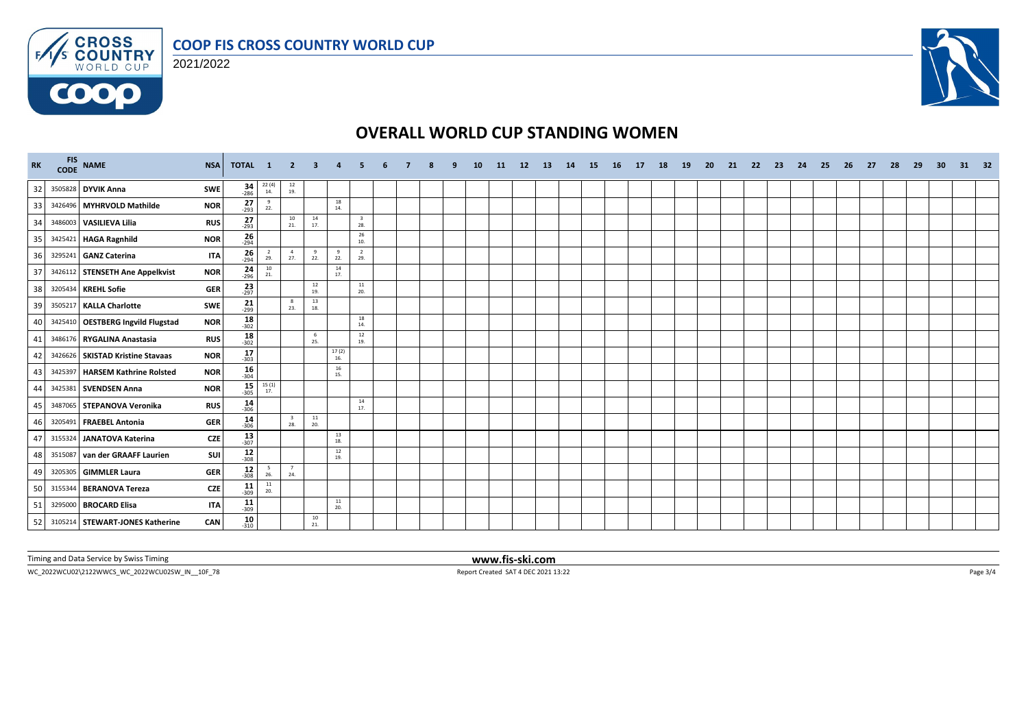# COOP FIS CROSS COUNTRY WORLD CUP

2021/2022

## OVERALL WORLD CUP STANDING WOMEN

| RK | FIS CODE | NAME | NSA | TOTAL | 1 | 2 | 3 | 4 | 5 | 6 | 7 | 8 | 9 | 10 | 11 | 12 | 13 | 14 | 15 | 16 | 17 | 18 | 19 | 20 | 21 | 22 | 23 | 24 | 25 | 26 | 27 | 28 | 29 | 30 | 31 | 32 |
|---|---|---|---|---|---|---|---|---|---|---|---|---|---|---|---|---|---|---|---|---|---|---|---|---|---|---|---|---|---|---|---|---|---|---|---|---|
| 32 | 3505828 | **DYVIK Anna** | SWE | **34** -286 | 22 (4) 14. | 12 19. | | | | | | | | | | | | | | | | | | | | | | | | | | | | | | |
| 33 | 3426496 | **MYHRVOLD Mathilde** | NOR | **27** -293 | 9 22. | | | 18 14. | | | | | | | | | | | | | | | | | | | | | | | | | | | | |
| 34 | 3486003 | **VASILIEVA Lilia** | RUS | **27** -293 | | 10 21. | 14 17. | | 3 28. | | | | | | | | | | | | | | | | | | | | | | | | | | | |
| 35 | 3425421 | **HAGA Ragnhild** | NOR | **26** -294 | | | | | 26 10. | | | | | | | | | | | | | | | | | | | | | | | | | | | |
| 36 | 3295241 | **GANZ Caterina** | ITA | **26** -294 | 2 29. | 4 27. | 9 22. | 9 22. | 2 29. | | | | | | | | | | | | | | | | | | | | | | | | | | | |
| 37 | 3426112 | **STENSETH Ane Appelkvist** | NOR | **24** -296 | 10 21. | | | 14 17. | | | | | | | | | | | | | | | | | | | | | | | | | | | | |
| 38 | 3205434 | **KREHL Sofie** | GER | **23** -297 | | | 12 19. | | 11 20. | | | | | | | | | | | | | | | | | | | | | | | | | | | |
| 39 | 3505217 | **KALLA Charlotte** | SWE | **21** -299 | | 8 23. | 13 18. | | | | | | | | | | | | | | | | | | | | | | | | | | | | | |
| 40 | 3425410 | **OESTBERG Ingvild Flugstad** | NOR | **18** -302 | | | | | 18 14. | | | | | | | | | | | | | | | | | | | | | | | | | | | |
| 41 | 3486176 | **RYGALINA Anastasia** | RUS | **18** -302 | | | 6 25. | | 12 19. | | | | | | | | | | | | | | | | | | | | | | | | | | | |
| 42 | 3426626 | **SKISTAD Kristine Stavaas** | NOR | **17** -303 | | | | 17 (2) 16. | | | | | | | | | | | | | | | | | | | | | | | | | | | | |
| 43 | 3425397 | **HARSEM Kathrine Rolsted** | NOR | **16** -304 | | | | 16 15. | | | | | | | | | | | | | | | | | | | | | | | | | | | | |
| 44 | 3425381 | **SVENDSEN Anna** | NOR | **15** -305 | 15 (1) 17. | | | | | | | | | | | | | | | | | | | | | | | | | | | | | | | |
| 45 | 3487065 | **STEPANOVA Veronika** | RUS | **14** -306 | | | | | 14 17. | | | | | | | | | | | | | | | | | | | | | | | | | | | |
| 46 | 3205491 | **FRAEBEL Antonia** | GER | **14** -306 | | 3 28. | 11 20. | | | | | | | | | | | | | | | | | | | | | | | | | | | | | |
| 47 | 3155324 | **JANATOVA Katerina** | CZE | **13** -307 | | | | 13 18. | | | | | | | | | | | | | | | | | | | | | | | | | | | | |
| 48 | 3515087 | **van der GRAAFF Laurien** | SUI | **12** -308 | | | | 12 19. | | | | | | | | | | | | | | | | | | | | | | | | | | | | |
| 49 | 3205305 | **GIMMLER Laura** | GER | **12** -308 | 5 26. | 7 24. | | | | | | | | | | | | | | | | | | | | | | | | | | | | | | |
| 50 | 3155344 | **BERANOVA Tereza** | CZE | **11** -309 | 11 20. | | | | | | | | | | | | | | | | | | | | | | | | | | | | | | | |
| 51 | 3295000 | **BROCARD Elisa** | ITA | **11** -309 | | | | 11 20. | | | | | | | | | | | | | | | | | | | | | | | | | | | | |
| 52 | 3105214 | **STEWART-JONES Katherine** | CAN | **10** -310 | | | 10 21. | | | | | | | | | | | | | | | | | | | | | | | | | | | | | |

Timing and Data Service by Swiss Timing

**www.fis-ski.com**

WC_2022WCU02\2122WWCS_WC_2022WCU02SW_IN__10F_78

Report Created SAT 4 DEC 2021 13:22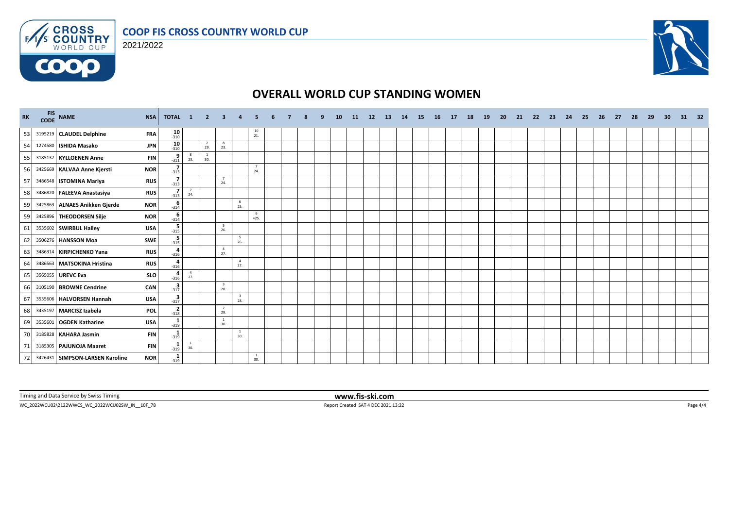# COOP FIS CROSS COUNTRY WORLD CUP

2021/2022

## OVERALL WORLD CUP STANDING WOMEN

| RK | FIS CODE | NAME | NSA | TOTAL | 1 | 2 | 3 | 4 | 5 | 6 | 7 | 8 | 9 | 10 | 11 | 12 | 13 | 14 | 15 | 16 | 17 | 18 | 19 | 20 | 21 | 22 | 23 | 24 | 25 | 26 | 27 | 28 | 29 | 30 | 31 | 32 |
|---|---|---|---|---|---|---|---|---|---|---|---|---|---|---|---|---|---|---|---|---|---|---|---|---|---|---|---|---|---|---|---|---|---|---|---|---|
| 53 | 3195219 | CLAUDEL Delphine | FRA | 10 -310 | | | | | 10 21. | | | | | | | | | | | | | | | | | | | | | | | | | | | |
| 54 | 1274580 | ISHIDA Masako | JPN | 10 -310 | | 2 29. | 8 23. | | | | | | | | | | | | | | | | | | | | | | | | | | | | | |
| 55 | 3185137 | KYLLOENEN Anne | FIN | 9 -311 | 8 23. | 1 30. | | | | | | | | | | | | | | | | | | | | | | | | | | | | | | |
| 56 | 3425669 | KALVAA Anne Kjersti | NOR | 7 -313 | | | | | 7 24. | | | | | | | | | | | | | | | | | | | | | | | | | | | |
| 57 | 3486548 | ISTOMINA Mariya | RUS | 7 -313 | | | 7 24. | | | | | | | | | | | | | | | | | | | | | | | | | | | | | |
| 58 | 3486820 | FALEEVA Anastasiya | RUS | 7 -313 | 7 24. | | | | | | | | | | | | | | | | | | | | | | | | | | | | | | | |
| 59 | 3425863 | ALNAES Anikken Gjerde | NOR | 6 -314 | | | | 6 25. | | | | | | | | | | | | | | | | | | | | | | | | | | | | |
| 59 | 3425896 | THEODORSEN Silje | NOR | 6 -314 | | | | | 6 =25. | | | | | | | | | | | | | | | | | | | | | | | | | | | |
| 61 | 3535602 | SWIRBUL Hailey | USA | 5 -315 | | | 5 26. | | | | | | | | | | | | | | | | | | | | | | | | | | | | | |
| 62 | 3506276 | HANSSON Moa | SWE | 5 -315 | | | | 5 26. | | | | | | | | | | | | | | | | | | | | | | | | | | | | |
| 63 | 3486314 | KIRPICHENKO Yana | RUS | 4 -316 | | | 4 27. | | | | | | | | | | | | | | | | | | | | | | | | | | | | | |
| 64 | 3486563 | MATSOKINA Hristina | RUS | 4 -316 | | | | 4 27. | | | | | | | | | | | | | | | | | | | | | | | | | | | | |
| 65 | 3565055 | UREVC Eva | SLO | 4 -316 | 4 27. | | | | | | | | | | | | | | | | | | | | | | | | | | | | | | | |
| 66 | 3105190 | BROWNE Cendrine | CAN | 3 -317 | | | 3 28. | | | | | | | | | | | | | | | | | | | | | | | | | | | | | |
| 67 | 3535606 | HALVORSEN Hannah | USA | 3 -317 | | | | 3 28. | | | | | | | | | | | | | | | | | | | | | | | | | | | | |
| 68 | 3435197 | MARCISZ Izabela | POL | 2 -318 | | | 2 29. | | | | | | | | | | | | | | | | | | | | | | | | | | | | | |
| 69 | 3535601 | OGDEN Katharine | USA | 1 -319 | | | 1 30. | | | | | | | | | | | | | | | | | | | | | | | | | | | | | |
| 70 | 3185828 | KAHARA Jasmin | FIN | 1 -319 | | | | 1 30. | | | | | | | | | | | | | | | | | | | | | | | | | | | | |
| 71 | 3185305 | PAJUNOJA Maaret | FIN | 1 -319 | 1 30. | | | | | | | | | | | | | | | | | | | | | | | | | | | | | | | |
| 72 | 3426431 | SIMPSON-LARSEN Karoline | NOR | 1 -319 | | | | | 1 30. | | | | | | | | | | | | | | | | | | | | | | | | | | | |

Timing and Data Service by Swiss Timing

www.fis-ski.com

WC_2022WCU02\2122WWCS_WC_2022WCU02SW_IN__10F_78

Report Created SAT 4 DEC 2021 13:22